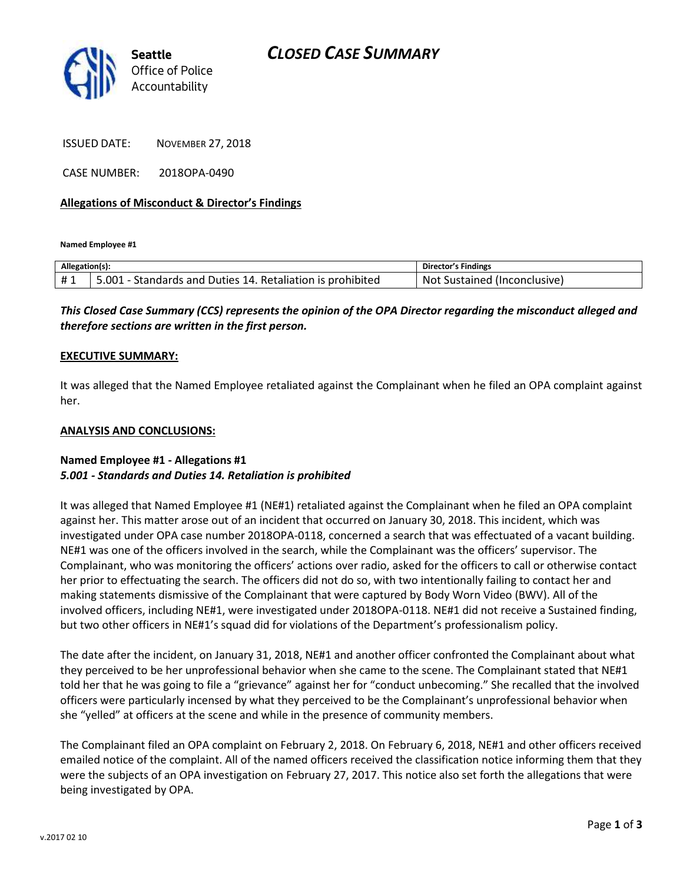**Seattle** Office of Police Accountability

# CLOSED CASE SUMMARY

ISSUED DATE: NOVEMBER 27, 2018

CASE NUMBER: 2018OPA-0490

**Allegations of Misconduct & Director's Findings**

**Named Employee #1**

| Allegation(s): | | Director's Findings |
|---|---|---|
| # 1 | 5.001 - Standards and Duties 14. Retaliation is prohibited | Not Sustained (Inconclusive) |

***This Closed Case Summary (CCS) represents the opinion of the OPA Director regarding the misconduct alleged and therefore sections are written in the first person.***

**EXECUTIVE SUMMARY:**

It was alleged that the Named Employee retaliated against the Complainant when he filed an OPA complaint against her.

**ANALYSIS AND CONCLUSIONS:**

**Named Employee #1 - Allegations #1**
***5.001 - Standards and Duties 14. Retaliation is prohibited***

It was alleged that Named Employee #1 (NE#1) retaliated against the Complainant when he filed an OPA complaint against her. This matter arose out of an incident that occurred on January 30, 2018. This incident, which was investigated under OPA case number 2018OPA-0118, concerned a search that was effectuated of a vacant building. NE#1 was one of the officers involved in the search, while the Complainant was the officers' supervisor. The Complainant, who was monitoring the officers' actions over radio, asked for the officers to call or otherwise contact her prior to effectuating the search. The officers did not do so, with two intentionally failing to contact her and making statements dismissive of the Complainant that were captured by Body Worn Video (BWV). All of the involved officers, including NE#1, were investigated under 2018OPA-0118. NE#1 did not receive a Sustained finding, but two other officers in NE#1's squad did for violations of the Department's professionalism policy.

The date after the incident, on January 31, 2018, NE#1 and another officer confronted the Complainant about what they perceived to be her unprofessional behavior when she came to the scene. The Complainant stated that NE#1 told her that he was going to file a "grievance" against her for "conduct unbecoming." She recalled that the involved officers were particularly incensed by what they perceived to be the Complainant's unprofessional behavior when she "yelled" at officers at the scene and while in the presence of community members.

The Complainant filed an OPA complaint on February 2, 2018. On February 6, 2018, NE#1 and other officers received emailed notice of the complaint. All of the named officers received the classification notice informing them that they were the subjects of an OPA investigation on February 27, 2017. This notice also set forth the allegations that were being investigated by OPA.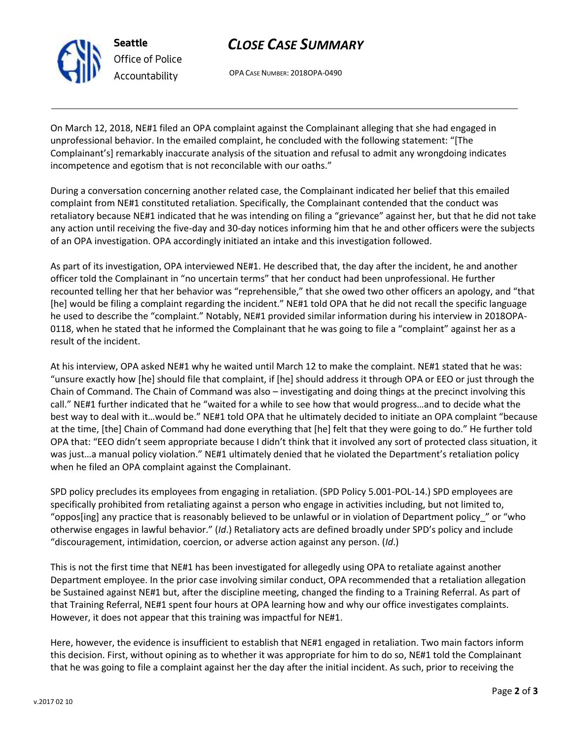On March 12, 2018, NE#1 filed an OPA complaint against the Complainant alleging that she had engaged in unprofessional behavior. In the emailed complaint, he concluded with the following statement: "[The Complainant's] remarkably inaccurate analysis of the situation and refusal to admit any wrongdoing indicates incompetence and egotism that is not reconcilable with our oaths."

During a conversation concerning another related case, the Complainant indicated her belief that this emailed complaint from NE#1 constituted retaliation. Specifically, the Complainant contended that the conduct was retaliatory because NE#1 indicated that he was intending on filing a "grievance" against her, but that he did not take any action until receiving the five-day and 30-day notices informing him that he and other officers were the subjects of an OPA investigation. OPA accordingly initiated an intake and this investigation followed.

As part of its investigation, OPA interviewed NE#1. He described that, the day after the incident, he and another officer told the Complainant in "no uncertain terms" that her conduct had been unprofessional. He further recounted telling her that her behavior was "reprehensible," that she owed two other officers an apology, and "that [he] would be filing a complaint regarding the incident." NE#1 told OPA that he did not recall the specific language he used to describe the "complaint." Notably, NE#1 provided similar information during his interview in 2018OPA-0118, when he stated that he informed the Complainant that he was going to file a "complaint" against her as a result of the incident.

At his interview, OPA asked NE#1 why he waited until March 12 to make the complaint. NE#1 stated that he was: "unsure exactly how [he] should file that complaint, if [he] should address it through OPA or EEO or just through the Chain of Command. The Chain of Command was also – investigating and doing things at the precinct involving this call." NE#1 further indicated that he "waited for a while to see how that would progress…and to decide what the best way to deal with it…would be." NE#1 told OPA that he ultimately decided to initiate an OPA complaint "because at the time, [the] Chain of Command had done everything that [he] felt that they were going to do." He further told OPA that: "EEO didn't seem appropriate because I didn't think that it involved any sort of protected class situation, it was just…a manual policy violation." NE#1 ultimately denied that he violated the Department's retaliation policy when he filed an OPA complaint against the Complainant.

SPD policy precludes its employees from engaging in retaliation. (SPD Policy 5.001-POL-14.) SPD employees are specifically prohibited from retaliating against a person who engage in activities including, but not limited to, "oppos[ing] any practice that is reasonably believed to be unlawful or in violation of Department policy_" or "who otherwise engages in lawful behavior." (*Id*.) Retaliatory acts are defined broadly under SPD's policy and include "discouragement, intimidation, coercion, or adverse action against any person. (*Id*.)

This is not the first time that NE#1 has been investigated for allegedly using OPA to retaliate against another Department employee. In the prior case involving similar conduct, OPA recommended that a retaliation allegation be Sustained against NE#1 but, after the discipline meeting, changed the finding to a Training Referral. As part of that Training Referral, NE#1 spent four hours at OPA learning how and why our office investigates complaints. However, it does not appear that this training was impactful for NE#1.

Here, however, the evidence is insufficient to establish that NE#1 engaged in retaliation. Two main factors inform this decision. First, without opining as to whether it was appropriate for him to do so, NE#1 told the Complainant that he was going to file a complaint against her the day after the initial incident. As such, prior to receiving the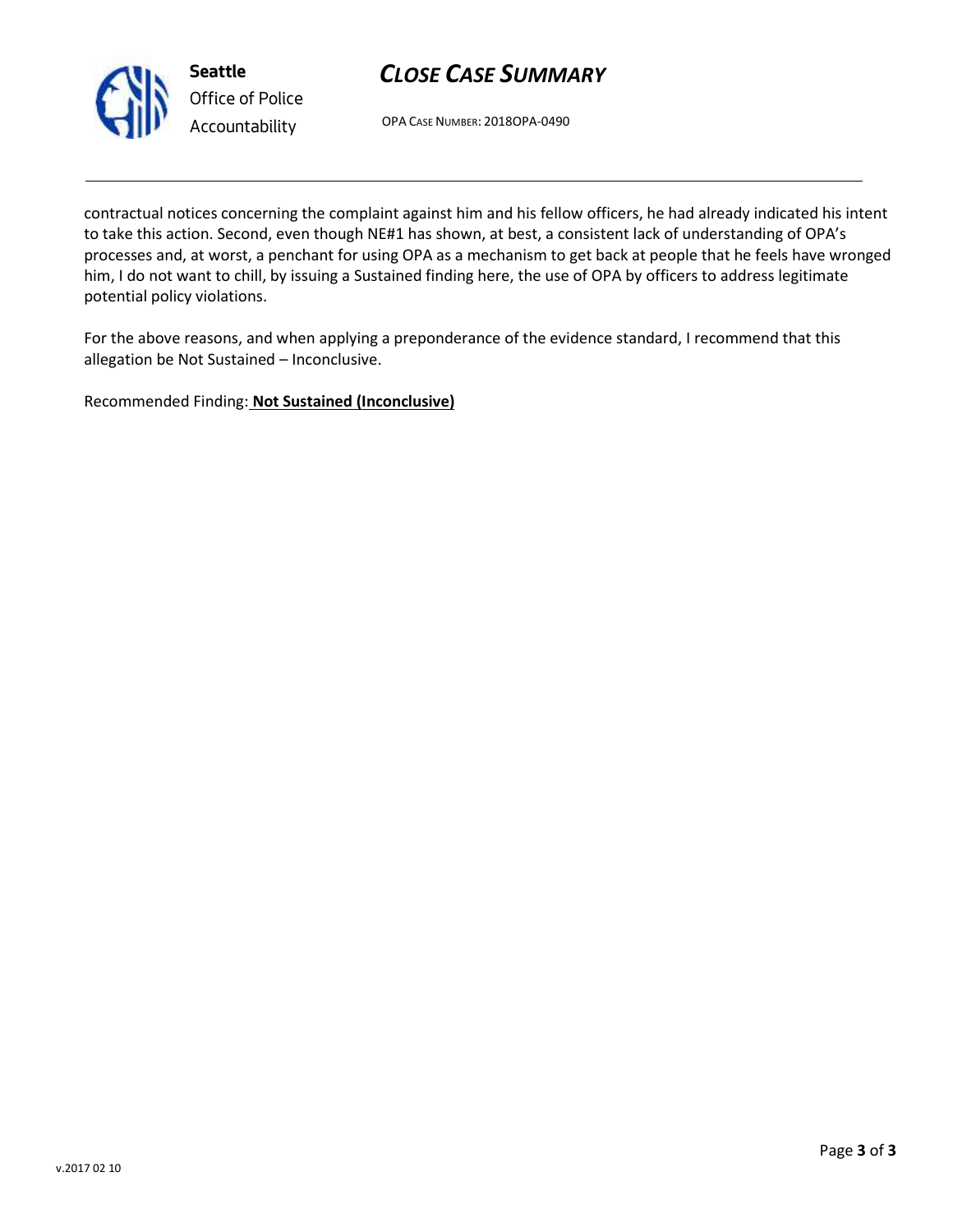contractual notices concerning the complaint against him and his fellow officers, he had already indicated his intent to take this action. Second, even though NE#1 has shown, at best, a consistent lack of understanding of OPA's processes and, at worst, a penchant for using OPA as a mechanism to get back at people that he feels have wronged him, I do not want to chill, by issuing a Sustained finding here, the use of OPA by officers to address legitimate potential policy violations.

For the above reasons, and when applying a preponderance of the evidence standard, I recommend that this allegation be Not Sustained – Inconclusive.

Recommended Finding: **Not Sustained (Inconclusive)**